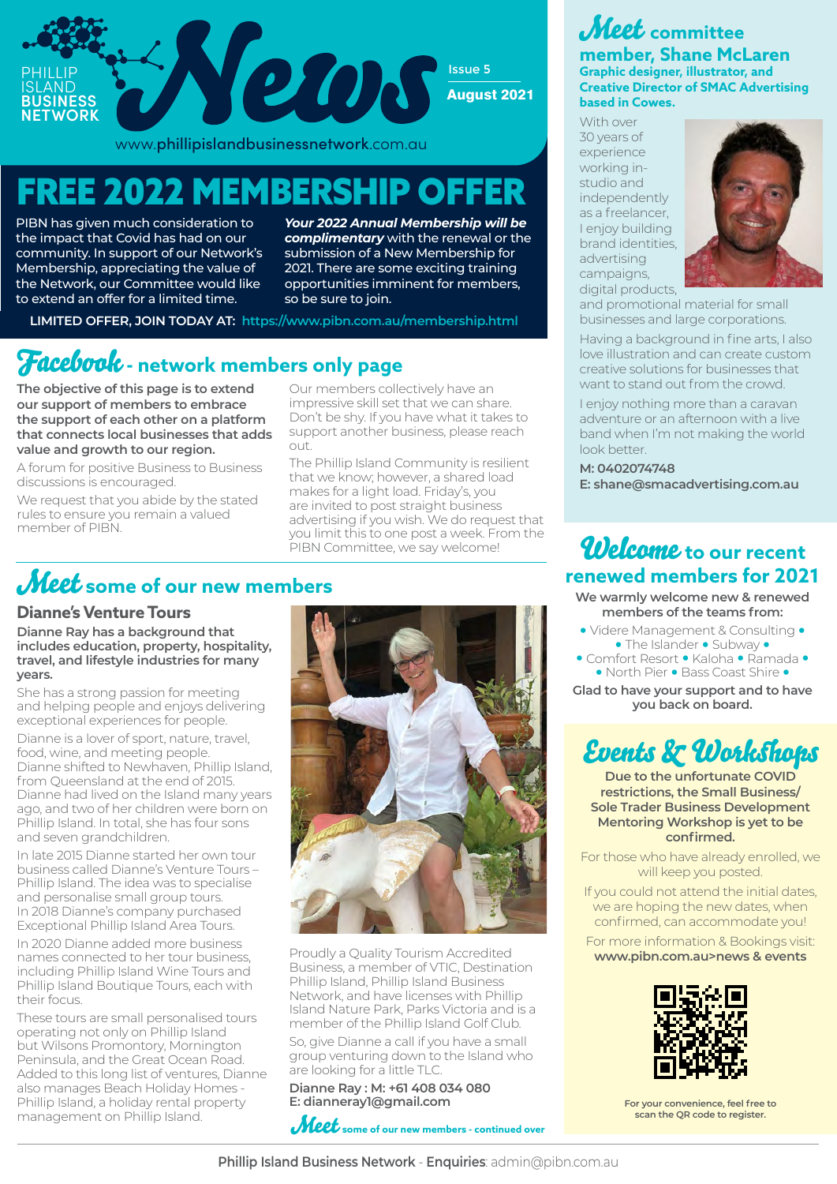PHILLIP ISLAND BUSINESS NETWORK

# News

Issue 5

August 2021

www.phillipislandbusinessnetwork.com.au

# FREE 2022 MEMBERSHIP OFFER

PIBN has given much consideration to the impact that Covid has had on our community. In support of our Network's Membership, appreciating the value of the Network, our Committee would like to extend an offer for a limited time.

***Your 2022 Annual Membership will be complimentary*** with the renewal or the submission of a New Membership for 2021. There are some exciting training opportunities imminent for members, so be sure to join.

**LIMITED OFFER, JOIN TODAY AT: https://www.pibn.com.au/membership.html**

## Facebook - network members only page

**The objective of this page is to extend our support of members to embrace the support of each other on a platform that connects local businesses that adds value and growth to our region.**

A forum for positive Business to Business discussions is encouraged.

We request that you abide by the stated rules to ensure you remain a valued member of PIBN.

Our members collectively have an impressive skill set that we can share. Don't be shy. If you have what it takes to support another business, please reach out.

The Phillip Island Community is resilient that we know; however, a shared load makes for a light load. Friday's, you are invited to post straight business advertising if you wish. We do request that you limit this to one post a week. From the PIBN Committee, we say welcome!

## Meet some of our new members

### Dianne's Venture Tours

**Dianne Ray has a background that includes education, property, hospitality, travel, and lifestyle industries for many years.**

She has a strong passion for meeting and helping people and enjoys delivering exceptional experiences for people.

Dianne is a lover of sport, nature, travel, food, wine, and meeting people. Dianne shifted to Newhaven, Phillip Island, from Queensland at the end of 2015. Dianne had lived on the Island many years ago, and two of her children were born on Phillip Island. In total, she has four sons and seven grandchildren.

In late 2015 Dianne started her own tour business called Dianne's Venture Tours – Phillip Island. The idea was to specialise and personalise small group tours. In 2018 Dianne's company purchased Exceptional Phillip Island Area Tours.

In 2020 Dianne added more business names connected to her tour business, including Phillip Island Wine Tours and Phillip Island Boutique Tours, each with their focus.

These tours are small personalised tours operating not only on Phillip Island but Wilsons Promontory, Mornington Peninsula, and the Great Ocean Road. Added to this long list of ventures, Dianne also manages Beach Holiday Homes - Phillip Island, a holiday rental property management on Phillip Island.

Proudly a Quality Tourism Accredited Business, a member of VTIC, Destination Phillip Island, Phillip Island Business Network, and have licenses with Phillip Island Nature Park, Parks Victoria and is a member of the Phillip Island Golf Club.

So, give Dianne a call if you have a small group venturing down to the Island who are looking for a little TLC.

**Dianne Ray : M: +61 408 034 080**
**E: dianneray1@gmail.com**

*Meet some of our new members - continued over*

## Meet committee member, Shane McLaren

**Graphic designer, illustrator, and Creative Director of SMAC Advertising based in Cowes.**

With over 30 years of experience working in-studio and independently as a freelancer, I enjoy building brand identities, advertising campaigns, digital products, and promotional material for small businesses and large corporations.

Having a background in fine arts, I also love illustration and can create custom creative solutions for businesses that want to stand out from the crowd.

I enjoy nothing more than a caravan adventure or an afternoon with a live band when I'm not making the world look better.

**M: 0402074748**
**E: shane@smacadvertising.com.au**

## Welcome to our recent renewed members for 2021

**We warmly welcome new & renewed members of the teams from:**

• Videre Management & Consulting • The Islander • Subway • Comfort Resort • Kaloha • Ramada • North Pier • Bass Coast Shire •

**Glad to have your support and to have you back on board.**

## Events & Workshops

**Due to the unfortunate COVID restrictions, the Small Business/ Sole Trader Business Development Mentoring Workshop is yet to be confirmed.**

For those who have already enrolled, we will keep you posted.

If you could not attend the initial dates, we are hoping the new dates, when confirmed, can accommodate you!

For more information & Bookings visit: **www.pibn.com.au>news & events**

**For your convenience, feel free to scan the QR code to register.**

**Phillip Island Business Network** - **Enquiries**: admin@pibn.com.au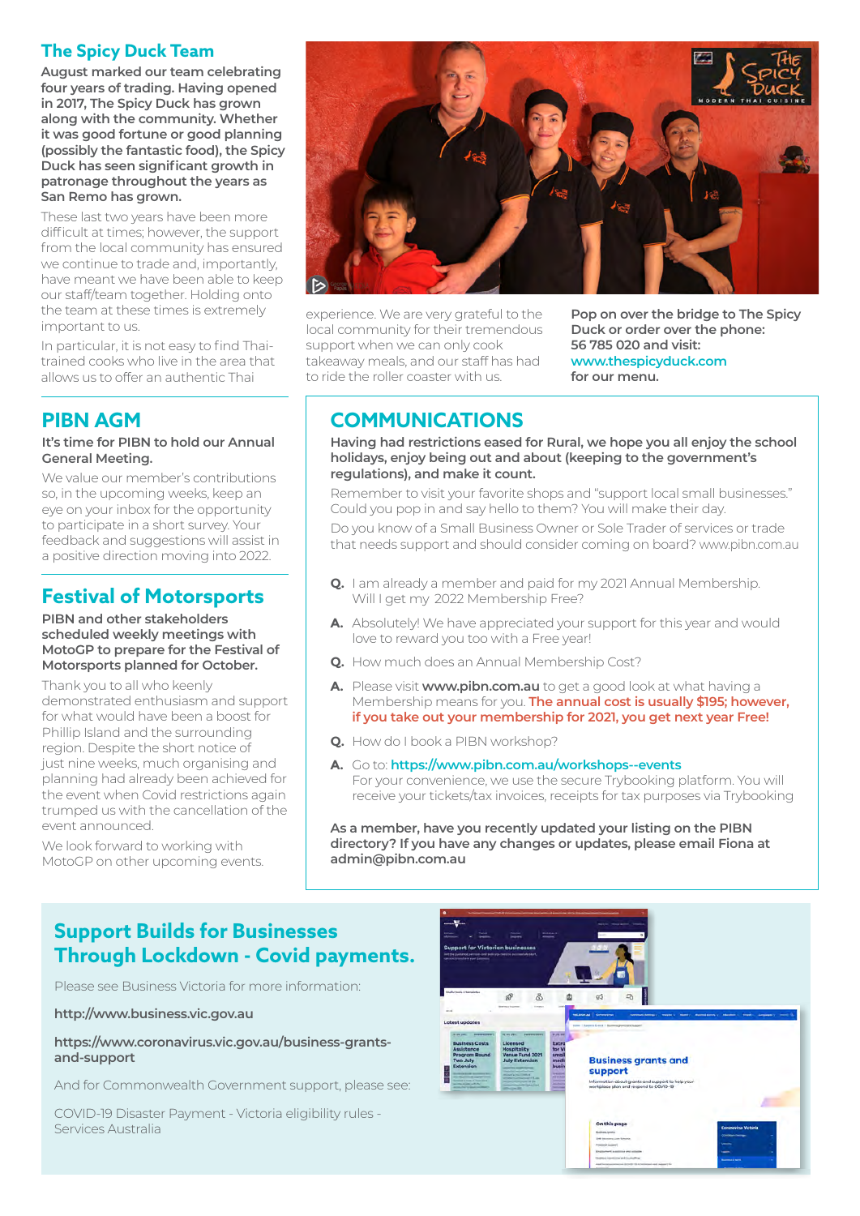## The Spicy Duck Team

**August marked our team celebrating four years of trading. Having opened in 2017, The Spicy Duck has grown along with the community. Whether it was good fortune or good planning (possibly the fantastic food), the Spicy Duck has seen significant growth in patronage throughout the years as San Remo has grown.**

These last two years have been more difficult at times; however, the support from the local community has ensured we continue to trade and, importantly, have meant we have been able to keep our staff/team together. Holding onto the team at these times is extremely important to us.

In particular, it is not easy to find Thai-trained cooks who live in the area that allows us to offer an authentic Thai experience. We are very grateful to the local community for their tremendous support when we can only cook takeaway meals, and our staff has had to ride the roller coaster with us.

**Pop on over the bridge to The Spicy Duck or order over the phone: 56 785 020 and visit: www.thespicyduck.com for our menu.**

## PIBN AGM

**It's time for PIBN to hold our Annual General Meeting.**

We value our member's contributions so, in the upcoming weeks, keep an eye on your inbox for the opportunity to participate in a short survey. Your feedback and suggestions will assist in a positive direction moving into 2022.

## Festival of Motorsports

**PIBN and other stakeholders scheduled weekly meetings with MotoGP to prepare for the Festival of Motorsports planned for October.**

Thank you to all who keenly demonstrated enthusiasm and support for what would have been a boost for Phillip Island and the surrounding region. Despite the short notice of just nine weeks, much organising and planning had already been achieved for the event when Covid restrictions again trumped us with the cancellation of the event announced.

We look forward to working with MotoGP on other upcoming events.

## COMMUNICATIONS

**Having had restrictions eased for Rural, we hope you all enjoy the school holidays, enjoy being out and about (keeping to the government's regulations), and make it count.**

Remember to visit your favorite shops and "support local small businesses." Could you pop in and say hello to them? You will make their day.

Do you know of a Small Business Owner or Sole Trader of services or trade that needs support and should consider coming on board? www.pibn.com.au

**Q.** I am already a member and paid for my 2021 Annual Membership. Will I get my 2022 Membership Free?

**A.** Absolutely! We have appreciated your support for this year and would love to reward you too with a Free year!

**Q.** How much does an Annual Membership Cost?

**A.** Please visit **www.pibn.com.au** to get a good look at what having a Membership means for you. **The annual cost is usually $195; however, if you take out your membership for 2021, you get next year Free!**

**Q.** How do I book a PIBN workshop?

**A.** Go to: **https://www.pibn.com.au/workshops--events**
For your convenience, we use the secure Trybooking platform. You will receive your tickets/tax invoices, receipts for tax purposes via Trybooking

**As a member, have you recently updated your listing on the PIBN directory? If you have any changes or updates, please email Fiona at admin@pibn.com.au**

## Support Builds for Businesses Through Lockdown - Covid payments.

Please see Business Victoria for more information:

**http://www.business.vic.gov.au**

**https://www.coronavirus.vic.gov.au/business-grants-and-support**

And for Commonwealth Government support, please see:

COVID-19 Disaster Payment - Victoria eligibility rules - Services Australia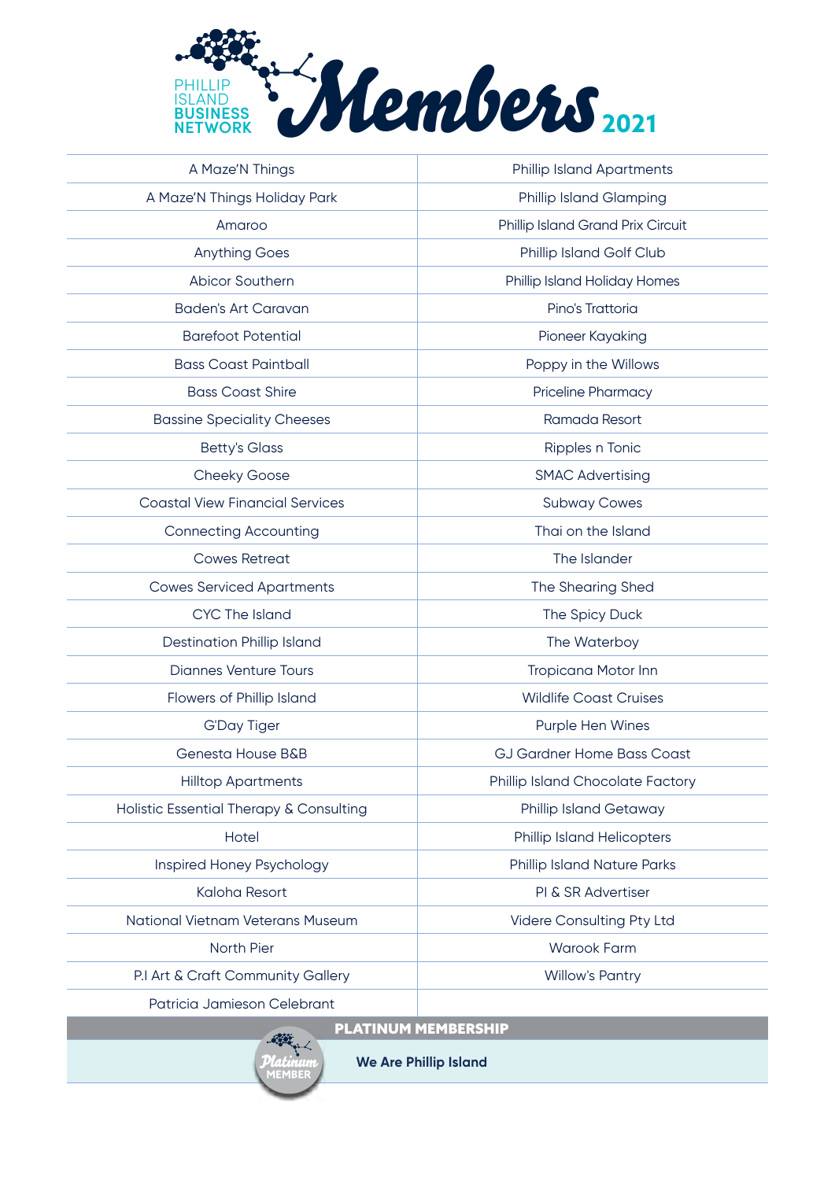# PHILLIP ISLAND BUSINESS NETWORK Members 2021

| | |
|---|---|
| A Maze'N Things | Phillip Island Apartments |
| A Maze'N Things Holiday Park | Phillip Island Glamping |
| Amaroo | Phillip Island Grand Prix Circuit |
| Anything Goes | Phillip Island Golf Club |
| Abicor Southern | Phillip Island Holiday Homes |
| Baden's Art Caravan | Pino's Trattoria |
| Barefoot Potential | Pioneer Kayaking |
| Bass Coast Paintball | Poppy in the Willows |
| Bass Coast Shire | Priceline Pharmacy |
| Bassine Speciality Cheeses | Ramada Resort |
| Betty's Glass | Ripples n Tonic |
| Cheeky Goose | SMAC Advertising |
| Coastal View Financial Services | Subway Cowes |
| Connecting Accounting | Thai on the Island |
| Cowes Retreat | The Islander |
| Cowes Serviced Apartments | The Shearing Shed |
| CYC The Island | The Spicy Duck |
| Destination Phillip Island | The Waterboy |
| Diannes Venture Tours | Tropicana Motor Inn |
| Flowers of Phillip Island | Wildlife Coast Cruises |
| G'Day Tiger | Purple Hen Wines |
| Genesta House B&B | GJ Gardner Home Bass Coast |
| Hilltop Apartments | Phillip Island Chocolate Factory |
| Holistic Essential Therapy & Consulting | Phillip Island Getaway |
| Hotel | Phillip Island Helicopters |
| Inspired Honey Psychology | Phillip Island Nature Parks |
| Kaloha Resort | PI & SR Advertiser |
| National Vietnam Veterans Museum | Videre Consulting Pty Ltd |
| North Pier | Warook Farm |
| P.I Art & Craft Community Gallery | Willow's Pantry |
| Patricia Jamieson Celebrant | |

## PLATINUM MEMBERSHIP

Platinum MEMBER

**We Are Phillip Island**